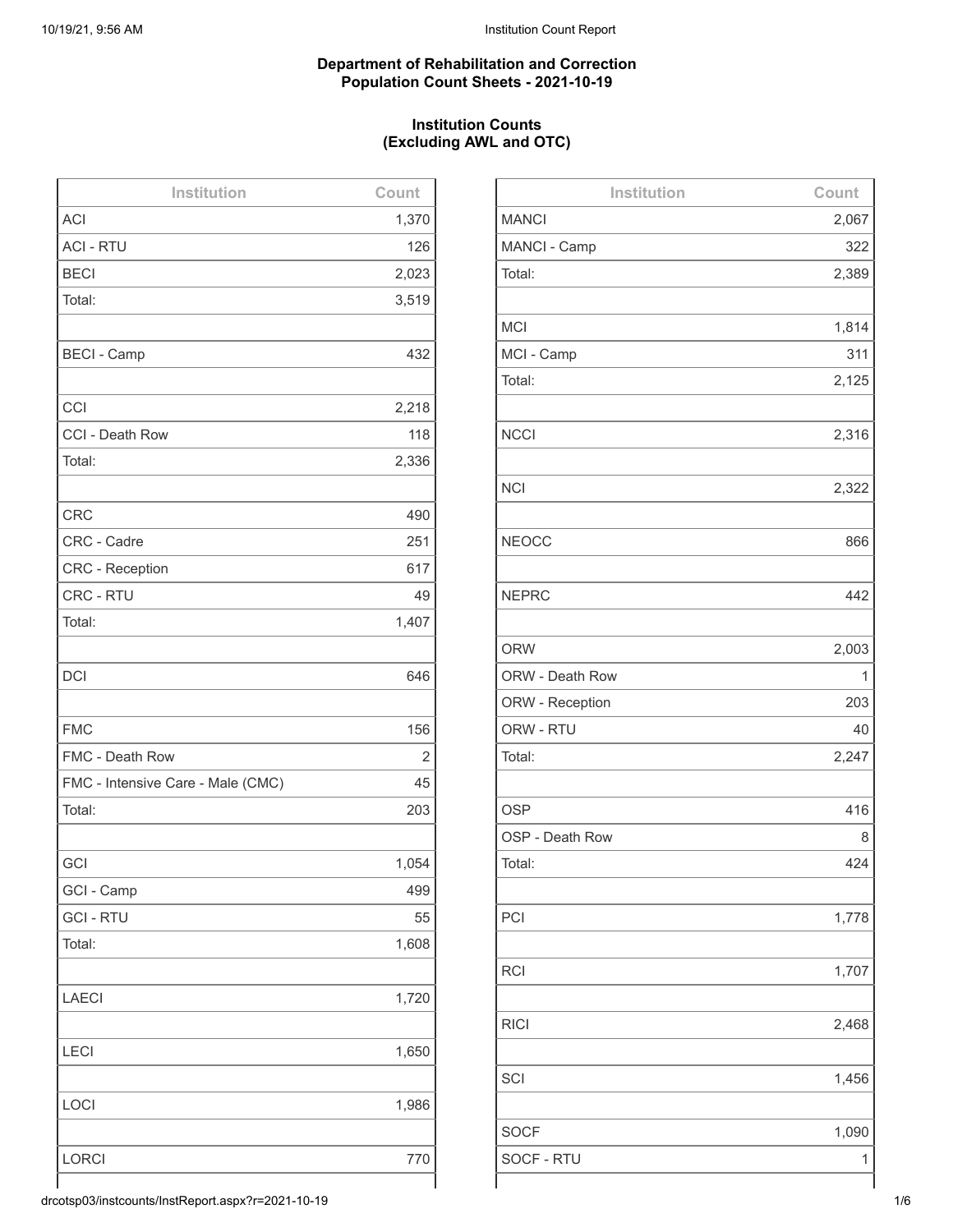**Department of Rehabilitation and Correction**
**Population Count Sheets - 2021-10-19**

**Institution Counts**
**(Excluding AWL and OTC)**

| Institution | Count |
|---|---|
| ACI | 1,370 |
| ACI - RTU | 126 |
| BECI | 2,023 |
| Total: | 3,519 |
| | |
| BECI - Camp | 432 |
| | |
| CCI | 2,218 |
| CCI - Death Row | 118 |
| Total: | 2,336 |
| | |
| CRC | 490 |
| CRC - Cadre | 251 |
| CRC - Reception | 617 |
| CRC - RTU | 49 |
| Total: | 1,407 |
| | |
| DCI | 646 |
| | |
| FMC | 156 |
| FMC - Death Row | 2 |
| FMC - Intensive Care - Male (CMC) | 45 |
| Total: | 203 |
| | |
| GCI | 1,054 |
| GCI - Camp | 499 |
| GCI - RTU | 55 |
| Total: | 1,608 |
| | |
| LAECI | 1,720 |
| | |
| LECI | 1,650 |
| | |
| LOCI | 1,986 |
| | |
| LORCI | 770 |

| Institution | Count |
|---|---|
| MANCI | 2,067 |
| MANCI - Camp | 322 |
| Total: | 2,389 |
| | |
| MCI | 1,814 |
| MCI - Camp | 311 |
| Total: | 2,125 |
| | |
| NCCI | 2,316 |
| | |
| NCI | 2,322 |
| | |
| NEOCC | 866 |
| | |
| NEPRC | 442 |
| | |
| ORW | 2,003 |
| ORW - Death Row | 1 |
| ORW - Reception | 203 |
| ORW - RTU | 40 |
| Total: | 2,247 |
| | |
| OSP | 416 |
| OSP - Death Row | 8 |
| Total: | 424 |
| | |
| PCI | 1,778 |
| | |
| RCI | 1,707 |
| | |
| RICI | 2,468 |
| | |
| SCI | 1,456 |
| | |
| SOCF | 1,090 |
| SOCF - RTU | 1 |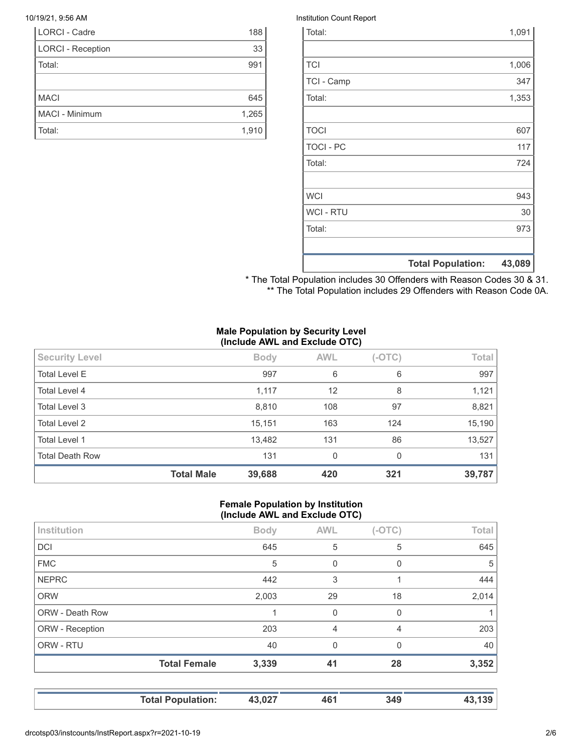| | |
|---|---|
| LORCI - Cadre | 188 |
| LORCI - Reception | 33 |
| Total: | 991 |
| | |
| MACI | 645 |
| MACI - Minimum | 1,265 |
| Total: | 1,910 |

| | |
|---|---|
| Total: | 1,091 |
| | |
| TCI | 1,006 |
| TCI - Camp | 347 |
| Total: | 1,353 |
| | |
| TOCI | 607 |
| TOCI - PC | 117 |
| Total: | 724 |
| | |
| WCI | 943 |
| WCI - RTU | 30 |
| Total: | 973 |
| | |
| **Total Population:** | **43,089** |

\* The Total Population includes 30 Offenders with Reason Codes 30 & 31.
\*\* The Total Population includes 29 Offenders with Reason Code 0A.

**Male Population by Security Level (Include AWL and Exclude OTC)**

| Security Level | Body | AWL | (-OTC) | Total |
|---|---|---|---|---|
| Total Level E | 997 | 6 | 6 | 997 |
| Total Level 4 | 1,117 | 12 | 8 | 1,121 |
| Total Level 3 | 8,810 | 108 | 97 | 8,821 |
| Total Level 2 | 15,151 | 163 | 124 | 15,190 |
| Total Level 1 | 13,482 | 131 | 86 | 13,527 |
| Total Death Row | 131 | 0 | 0 | 131 |
| **Total Male** | **39,688** | **420** | **321** | **39,787** |

**Female Population by Institution (Include AWL and Exclude OTC)**

| Institution | Body | AWL | (-OTC) | Total |
|---|---|---|---|---|
| DCI | 645 | 5 | 5 | 645 |
| FMC | 5 | 0 | 0 | 5 |
| NEPRC | 442 | 3 | 1 | 444 |
| ORW | 2,003 | 29 | 18 | 2,014 |
| ORW - Death Row | 1 | 0 | 0 | 1 |
| ORW - Reception | 203 | 4 | 4 | 203 |
| ORW - RTU | 40 | 0 | 0 | 40 |
| **Total Female** | **3,339** | **41** | **28** | **3,352** |

| | | | | |
|---|---|---|---|---|
| **Total Population:** | **43,027** | **461** | **349** | **43,139** |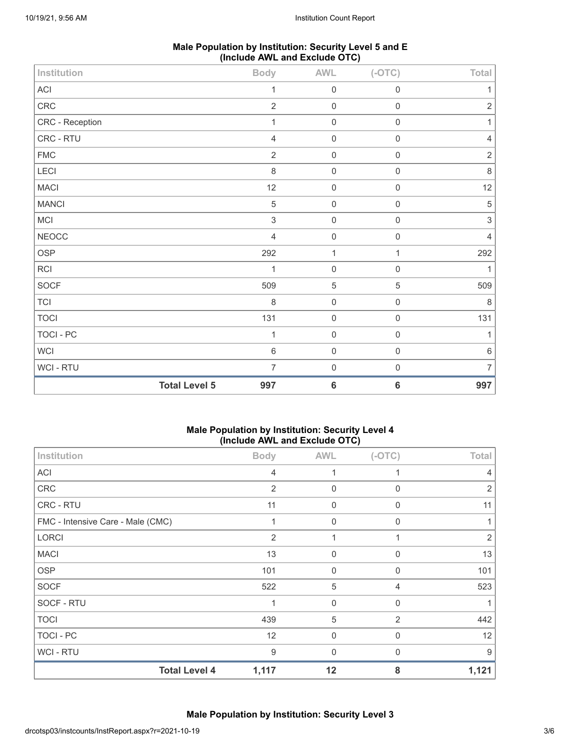## Male Population by Institution: Security Level 5 and E (Include AWL and Exclude OTC)

| Institution | Body | AWL | (-OTC) | Total |
|---|---|---|---|---|
| ACI | 1 | 0 | 0 | 1 |
| CRC | 2 | 0 | 0 | 2 |
| CRC - Reception | 1 | 0 | 0 | 1 |
| CRC - RTU | 4 | 0 | 0 | 4 |
| FMC | 2 | 0 | 0 | 2 |
| LECI | 8 | 0 | 0 | 8 |
| MACI | 12 | 0 | 0 | 12 |
| MANCI | 5 | 0 | 0 | 5 |
| MCI | 3 | 0 | 0 | 3 |
| NEOCC | 4 | 0 | 0 | 4 |
| OSP | 292 | 1 | 1 | 292 |
| RCI | 1 | 0 | 0 | 1 |
| SOCF | 509 | 5 | 5 | 509 |
| TCI | 8 | 0 | 0 | 8 |
| TOCI | 131 | 0 | 0 | 131 |
| TOCI - PC | 1 | 0 | 0 | 1 |
| WCI | 6 | 0 | 0 | 6 |
| WCI - RTU | 7 | 0 | 0 | 7 |
| **Total Level 5** | **997** | **6** | **6** | **997** |

## Male Population by Institution: Security Level 4 (Include AWL and Exclude OTC)

| Institution | Body | AWL | (-OTC) | Total |
|---|---|---|---|---|
| ACI | 4 | 1 | 1 | 4 |
| CRC | 2 | 0 | 0 | 2 |
| CRC - RTU | 11 | 0 | 0 | 11 |
| FMC - Intensive Care - Male (CMC) | 1 | 0 | 0 | 1 |
| LORCI | 2 | 1 | 1 | 2 |
| MACI | 13 | 0 | 0 | 13 |
| OSP | 101 | 0 | 0 | 101 |
| SOCF | 522 | 5 | 4 | 523 |
| SOCF - RTU | 1 | 0 | 0 | 1 |
| TOCI | 439 | 5 | 2 | 442 |
| TOCI - PC | 12 | 0 | 0 | 12 |
| WCI - RTU | 9 | 0 | 0 | 9 |
| **Total Level 4** | **1,117** | **12** | **8** | **1,121** |

## Male Population by Institution: Security Level 3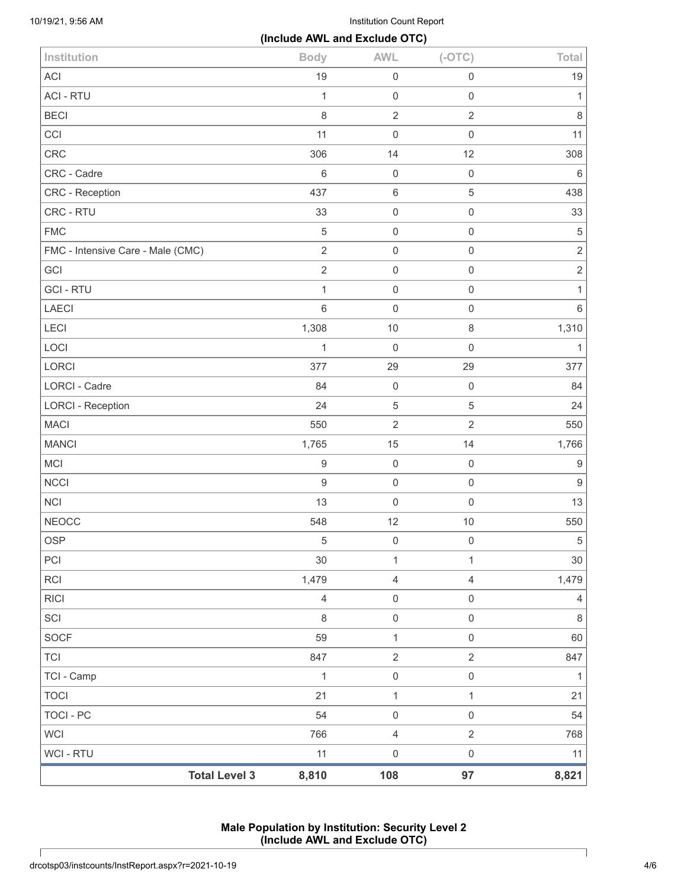**(Include AWL and Exclude OTC)**

| Institution | Body | AWL | (-OTC) | Total |
|---|---|---|---|---|
| ACI | 19 | 0 | 0 | 19 |
| ACI - RTU | 1 | 0 | 0 | 1 |
| BECI | 8 | 2 | 2 | 8 |
| CCI | 11 | 0 | 0 | 11 |
| CRC | 306 | 14 | 12 | 308 |
| CRC - Cadre | 6 | 0 | 0 | 6 |
| CRC - Reception | 437 | 6 | 5 | 438 |
| CRC - RTU | 33 | 0 | 0 | 33 |
| FMC | 5 | 0 | 0 | 5 |
| FMC - Intensive Care - Male (CMC) | 2 | 0 | 0 | 2 |
| GCI | 2 | 0 | 0 | 2 |
| GCI - RTU | 1 | 0 | 0 | 1 |
| LAECI | 6 | 0 | 0 | 6 |
| LECI | 1,308 | 10 | 8 | 1,310 |
| LOCI | 1 | 0 | 0 | 1 |
| LORCI | 377 | 29 | 29 | 377 |
| LORCI - Cadre | 84 | 0 | 0 | 84 |
| LORCI - Reception | 24 | 5 | 5 | 24 |
| MACI | 550 | 2 | 2 | 550 |
| MANCI | 1,765 | 15 | 14 | 1,766 |
| MCI | 9 | 0 | 0 | 9 |
| NCCI | 9 | 0 | 0 | 9 |
| NCI | 13 | 0 | 0 | 13 |
| NEOCC | 548 | 12 | 10 | 550 |
| OSP | 5 | 0 | 0 | 5 |
| PCI | 30 | 1 | 1 | 30 |
| RCI | 1,479 | 4 | 4 | 1,479 |
| RICI | 4 | 0 | 0 | 4 |
| SCI | 8 | 0 | 0 | 8 |
| SOCF | 59 | 1 | 0 | 60 |
| TCI | 847 | 2 | 2 | 847 |
| TCI - Camp | 1 | 0 | 0 | 1 |
| TOCI | 21 | 1 | 1 | 21 |
| TOCI - PC | 54 | 0 | 0 | 54 |
| WCI | 766 | 4 | 2 | 768 |
| WCI - RTU | 11 | 0 | 0 | 11 |
| **Total Level 3** | **8,810** | **108** | **97** | **8,821** |

**Male Population by Institution: Security Level 2**
**(Include AWL and Exclude OTC)**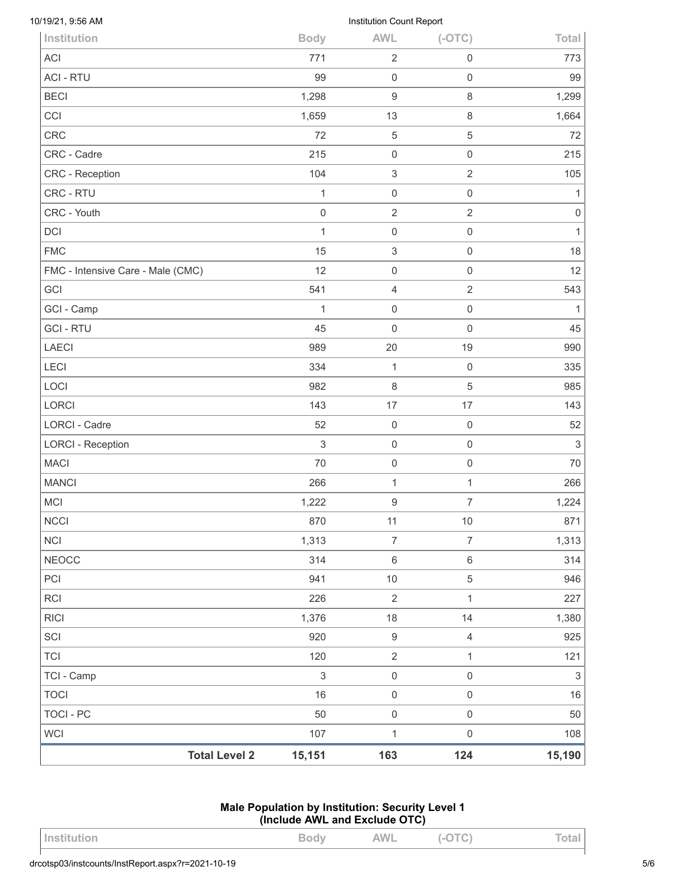| Institution | Body | AWL | (-OTC) | Total |
|---|---|---|---|---|
| ACI | 771 | 2 | 0 | 773 |
| ACI - RTU | 99 | 0 | 0 | 99 |
| BECI | 1,298 | 9 | 8 | 1,299 |
| CCI | 1,659 | 13 | 8 | 1,664 |
| CRC | 72 | 5 | 5 | 72 |
| CRC - Cadre | 215 | 0 | 0 | 215 |
| CRC - Reception | 104 | 3 | 2 | 105 |
| CRC - RTU | 1 | 0 | 0 | 1 |
| CRC - Youth | 0 | 2 | 2 | 0 |
| DCI | 1 | 0 | 0 | 1 |
| FMC | 15 | 3 | 0 | 18 |
| FMC - Intensive Care - Male (CMC) | 12 | 0 | 0 | 12 |
| GCI | 541 | 4 | 2 | 543 |
| GCI - Camp | 1 | 0 | 0 | 1 |
| GCI - RTU | 45 | 0 | 0 | 45 |
| LAECI | 989 | 20 | 19 | 990 |
| LECI | 334 | 1 | 0 | 335 |
| LOCI | 982 | 8 | 5 | 985 |
| LORCI | 143 | 17 | 17 | 143 |
| LORCI - Cadre | 52 | 0 | 0 | 52 |
| LORCI - Reception | 3 | 0 | 0 | 3 |
| MACI | 70 | 0 | 0 | 70 |
| MANCI | 266 | 1 | 1 | 266 |
| MCI | 1,222 | 9 | 7 | 1,224 |
| NCCI | 870 | 11 | 10 | 871 |
| NCI | 1,313 | 7 | 7 | 1,313 |
| NEOCC | 314 | 6 | 6 | 314 |
| PCI | 941 | 10 | 5 | 946 |
| RCI | 226 | 2 | 1 | 227 |
| RICI | 1,376 | 18 | 14 | 1,380 |
| SCI | 920 | 9 | 4 | 925 |
| TCI | 120 | 2 | 1 | 121 |
| TCI - Camp | 3 | 0 | 0 | 3 |
| TOCI | 16 | 0 | 0 | 16 |
| TOCI - PC | 50 | 0 | 0 | 50 |
| WCI | 107 | 1 | 0 | 108 |
| **Total Level 2** | **15,151** | **163** | **124** | **15,190** |

**Male Population by Institution: Security Level 1 (Include AWL and Exclude OTC)**

| Institution | Body | AWL | (-OTC) | Total |
|---|---|---|---|---|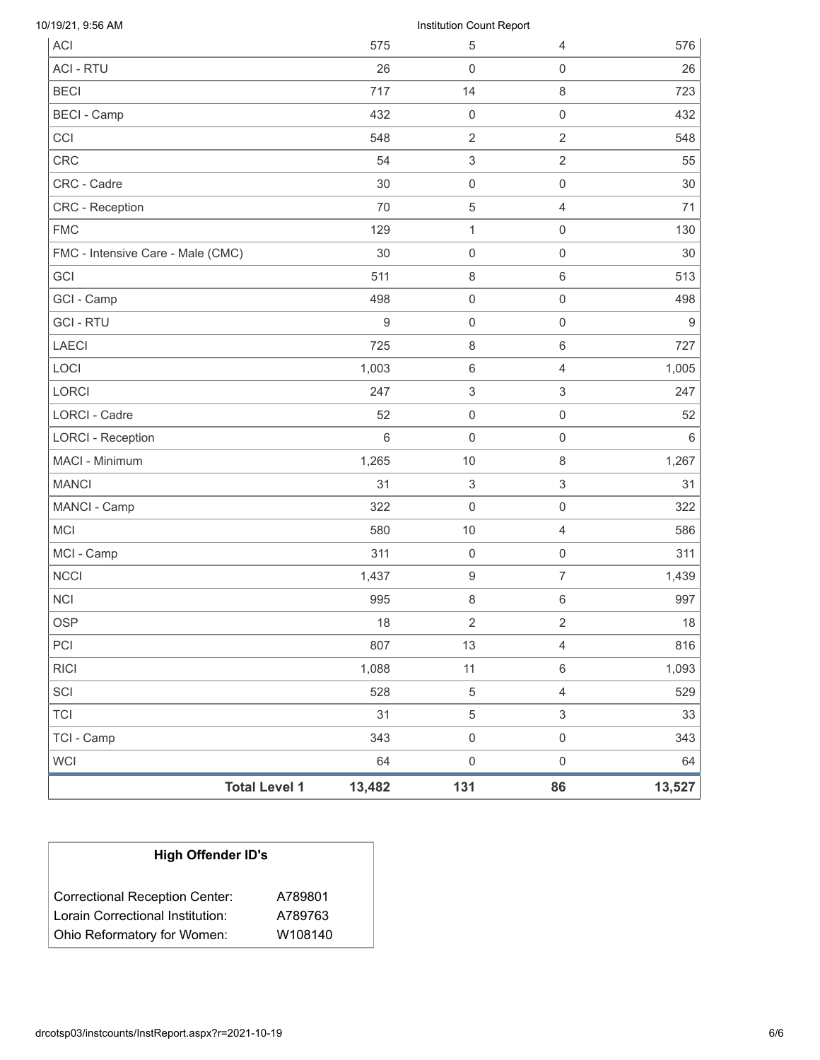| | | | | |
|---|---|---|---|---|
| ACI | 575 | 5 | 4 | 576 |
| ACI - RTU | 26 | 0 | 0 | 26 |
| BECI | 717 | 14 | 8 | 723 |
| BECI - Camp | 432 | 0 | 0 | 432 |
| CCI | 548 | 2 | 2 | 548 |
| CRC | 54 | 3 | 2 | 55 |
| CRC - Cadre | 30 | 0 | 0 | 30 |
| CRC - Reception | 70 | 5 | 4 | 71 |
| FMC | 129 | 1 | 0 | 130 |
| FMC - Intensive Care - Male (CMC) | 30 | 0 | 0 | 30 |
| GCI | 511 | 8 | 6 | 513 |
| GCI - Camp | 498 | 0 | 0 | 498 |
| GCI - RTU | 9 | 0 | 0 | 9 |
| LAECI | 725 | 8 | 6 | 727 |
| LOCI | 1,003 | 6 | 4 | 1,005 |
| LORCI | 247 | 3 | 3 | 247 |
| LORCI - Cadre | 52 | 0 | 0 | 52 |
| LORCI - Reception | 6 | 0 | 0 | 6 |
| MACI - Minimum | 1,265 | 10 | 8 | 1,267 |
| MANCI | 31 | 3 | 3 | 31 |
| MANCI - Camp | 322 | 0 | 0 | 322 |
| MCI | 580 | 10 | 4 | 586 |
| MCI - Camp | 311 | 0 | 0 | 311 |
| NCCI | 1,437 | 9 | 7 | 1,439 |
| NCI | 995 | 8 | 6 | 997 |
| OSP | 18 | 2 | 2 | 18 |
| PCI | 807 | 13 | 4 | 816 |
| RICI | 1,088 | 11 | 6 | 1,093 |
| SCI | 528 | 5 | 4 | 529 |
| TCI | 31 | 5 | 3 | 33 |
| TCI - Camp | 343 | 0 | 0 | 343 |
| WCI | 64 | 0 | 0 | 64 |
| **Total Level 1** | **13,482** | **131** | **86** | **13,527** |

**High Offender ID's**

| | |
|---|---|
| Correctional Reception Center: | A789801 |
| Lorain Correctional Institution: | A789763 |
| Ohio Reformatory for Women: | W108140 |